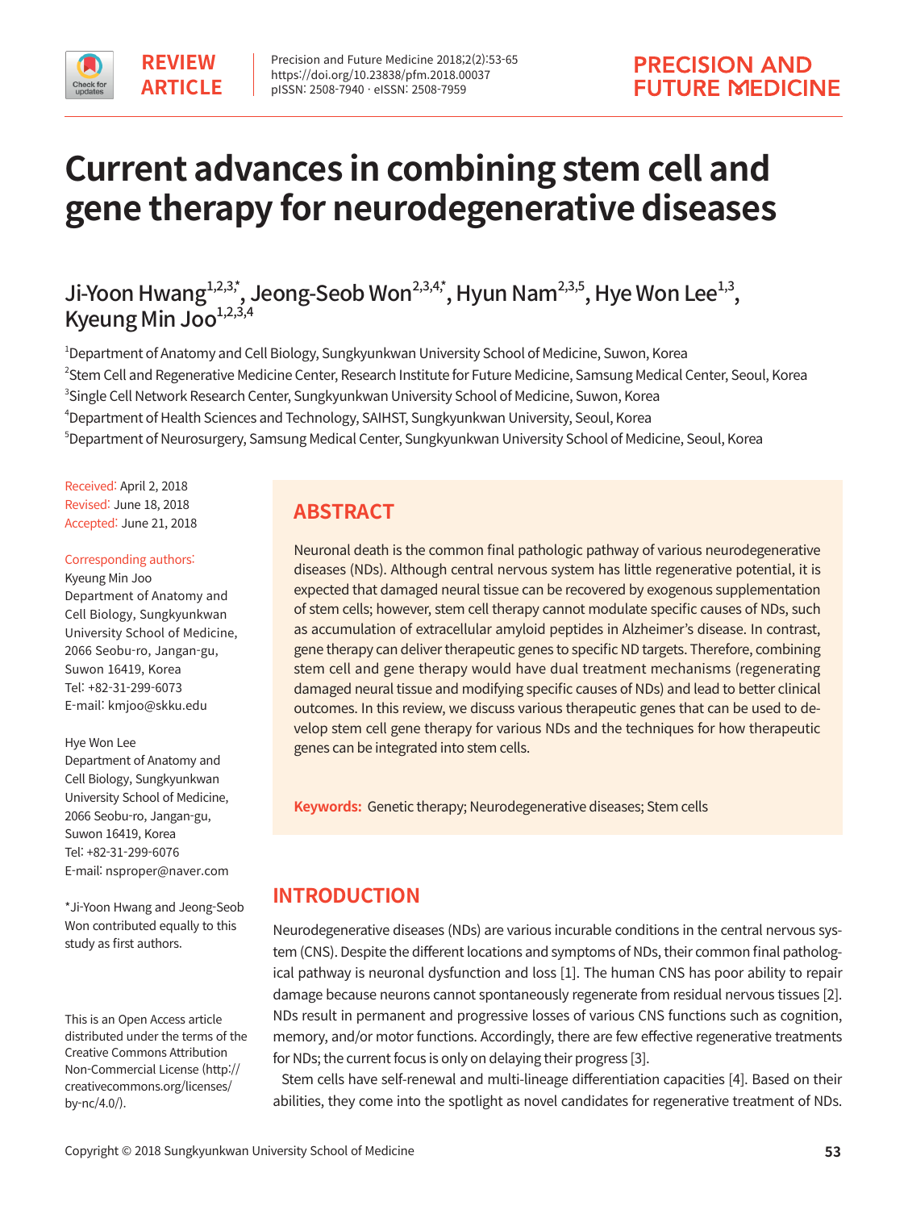REVIEW ARTICLE

# Current advances in combining stem cell and gene therapy for neurodegenerative diseases

Ji-Yoon Hwang[1,2,3,*], Jeong-Seob Won[2,3,4,*], Hyun Nam[2,3,5], Hye Won Lee[1,3], Kyeung Min Joo[1,2,3,4]

[1]Department of Anatomy and Cell Biology, Sungkyunkwan University School of Medicine, Suwon, Korea
[2]Stem Cell and Regenerative Medicine Center, Research Institute for Future Medicine, Samsung Medical Center, Seoul, Korea
[3]Single Cell Network Research Center, Sungkyunkwan University School of Medicine, Suwon, Korea
[4]Department of Health Sciences and Technology, SAIHST, Sungkyunkwan University, Seoul, Korea
[5]Department of Neurosurgery, Samsung Medical Center, Sungkyunkwan University School of Medicine, Seoul, Korea

Received: April 2, 2018
Revised: June 18, 2018
Accepted: June 21, 2018

Corresponding authors:
Kyeung Min Joo
Department of Anatomy and Cell Biology, Sungkyunkwan University School of Medicine, 2066 Seobu-ro, Jangan-gu, Suwon 16419, Korea
Tel: +82-31-299-6073
E-mail: kmjoo@skku.edu

Hye Won Lee
Department of Anatomy and Cell Biology, Sungkyunkwan University School of Medicine, 2066 Seobu-ro, Jangan-gu, Suwon 16419, Korea
Tel: +82-31-299-6076
E-mail: nsproper@naver.com

*Ji-Yoon Hwang and Jeong-Seob Won contributed equally to this study as first authors.

This is an Open Access article distributed under the terms of the Creative Commons Attribution Non-Commercial License (http://creativecommons.org/licenses/by-nc/4.0/).

## ABSTRACT

Neuronal death is the common final pathologic pathway of various neurodegenerative diseases (NDs). Although central nervous system has little regenerative potential, it is expected that damaged neural tissue can be recovered by exogenous supplementation of stem cells; however, stem cell therapy cannot modulate specific causes of NDs, such as accumulation of extracellular amyloid peptides in Alzheimer's disease. In contrast, gene therapy can deliver therapeutic genes to specific ND targets. Therefore, combining stem cell and gene therapy would have dual treatment mechanisms (regenerating damaged neural tissue and modifying specific causes of NDs) and lead to better clinical outcomes. In this review, we discuss various therapeutic genes that can be used to develop stem cell gene therapy for various NDs and the techniques for how therapeutic genes can be integrated into stem cells.

**Keywords:** Genetic therapy; Neurodegenerative diseases; Stem cells

## INTRODUCTION

Neurodegenerative diseases (NDs) are various incurable conditions in the central nervous system (CNS). Despite the different locations and symptoms of NDs, their common final pathological pathway is neuronal dysfunction and loss [1]. The human CNS has poor ability to repair damage because neurons cannot spontaneously regenerate from residual nervous tissues [2]. NDs result in permanent and progressive losses of various CNS functions such as cognition, memory, and/or motor functions. Accordingly, there are few effective regenerative treatments for NDs; the current focus is only on delaying their progress [3].

Stem cells have self-renewal and multi-lineage differentiation capacities [4]. Based on their abilities, they come into the spotlight as novel candidates for regenerative treatment of NDs.

Copyright © 2018 Sungkyunkwan University School of Medicine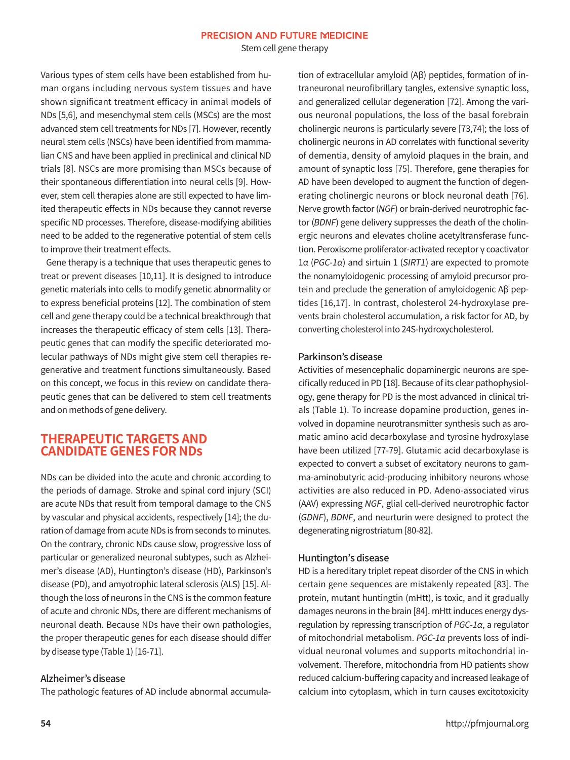Various types of stem cells have been established from human organs including nervous system tissues and have shown significant treatment efficacy in animal models of NDs [5,6], and mesenchymal stem cells (MSCs) are the most advanced stem cell treatments for NDs [7]. However, recently neural stem cells (NSCs) have been identified from mammalian CNS and have been applied in preclinical and clinical ND trials [8]. NSCs are more promising than MSCs because of their spontaneous differentiation into neural cells [9]. However, stem cell therapies alone are still expected to have limited therapeutic effects in NDs because they cannot reverse specific ND processes. Therefore, disease-modifying abilities need to be added to the regenerative potential of stem cells to improve their treatment effects.

Gene therapy is a technique that uses therapeutic genes to treat or prevent diseases [10,11]. It is designed to introduce genetic materials into cells to modify genetic abnormality or to express beneficial proteins [12]. The combination of stem cell and gene therapy could be a technical breakthrough that increases the therapeutic efficacy of stem cells [13]. Therapeutic genes that can modify the specific deteriorated molecular pathways of NDs might give stem cell therapies regenerative and treatment functions simultaneously. Based on this concept, we focus in this review on candidate therapeutic genes that can be delivered to stem cell treatments and on methods of gene delivery.

## THERAPEUTIC TARGETS AND CANDIDATE GENES FOR NDs

NDs can be divided into the acute and chronic according to the periods of damage. Stroke and spinal cord injury (SCI) are acute NDs that result from temporal damage to the CNS by vascular and physical accidents, respectively [14]; the duration of damage from acute NDs is from seconds to minutes. On the contrary, chronic NDs cause slow, progressive loss of particular or generalized neuronal subtypes, such as Alzheimer's disease (AD), Huntington's disease (HD), Parkinson's disease (PD), and amyotrophic lateral sclerosis (ALS) [15]. Although the loss of neurons in the CNS is the common feature of acute and chronic NDs, there are different mechanisms of neuronal death. Because NDs have their own pathologies, the proper therapeutic genes for each disease should differ by disease type (Table 1) [16-71].

### Alzheimer's disease

The pathologic features of AD include abnormal accumulation of extracellular amyloid (Aβ) peptides, formation of intraneuronal neurofibrillary tangles, extensive synaptic loss, and generalized cellular degeneration [72]. Among the various neuronal populations, the loss of the basal forebrain cholinergic neurons is particularly severe [73,74]; the loss of cholinergic neurons in AD correlates with functional severity of dementia, density of amyloid plaques in the brain, and amount of synaptic loss [75]. Therefore, gene therapies for AD have been developed to augment the function of degenerating cholinergic neurons or block neuronal death [76]. Nerve growth factor (*NGF*) or brain-derived neurotrophic factor (*BDNF*) gene delivery suppresses the death of the cholinergic neurons and elevates choline acetyltransferase function. Peroxisome proliferator-activated receptor γ coactivator 1α (*PGC-1α*) and sirtuin 1 (*SIRT1*) are expected to promote the nonamyloidogenic processing of amyloid precursor protein and preclude the generation of amyloidogenic Aβ peptides [16,17]. In contrast, cholesterol 24-hydroxylase prevents brain cholesterol accumulation, a risk factor for AD, by converting cholesterol into 24S-hydroxycholesterol.

### Parkinson's disease

Activities of mesencephalic dopaminergic neurons are specifically reduced in PD [18]. Because of its clear pathophysiology, gene therapy for PD is the most advanced in clinical trials (Table 1). To increase dopamine production, genes involved in dopamine neurotransmitter synthesis such as aromatic amino acid decarboxylase and tyrosine hydroxylase have been utilized [77-79]. Glutamic acid decarboxylase is expected to convert a subset of excitatory neurons to gamma-aminobutyric acid-producing inhibitory neurons whose activities are also reduced in PD. Adeno-associated virus (AAV) expressing *NGF*, glial cell-derived neurotrophic factor (*GDNF*), *BDNF*, and neurturin were designed to protect the degenerating nigrostriatum [80-82].

### Huntington's disease

HD is a hereditary triplet repeat disorder of the CNS in which certain gene sequences are mistakenly repeated [83]. The protein, mutant huntingtin (mHtt), is toxic, and it gradually damages neurons in the brain [84]. mHtt induces energy dysregulation by repressing transcription of *PGC-1α*, a regulator of mitochondrial metabolism. *PGC-1α* prevents loss of individual neuronal volumes and supports mitochondrial involvement. Therefore, mitochondria from HD patients show reduced calcium-buffering capacity and increased leakage of calcium into cytoplasm, which in turn causes excitotoxicity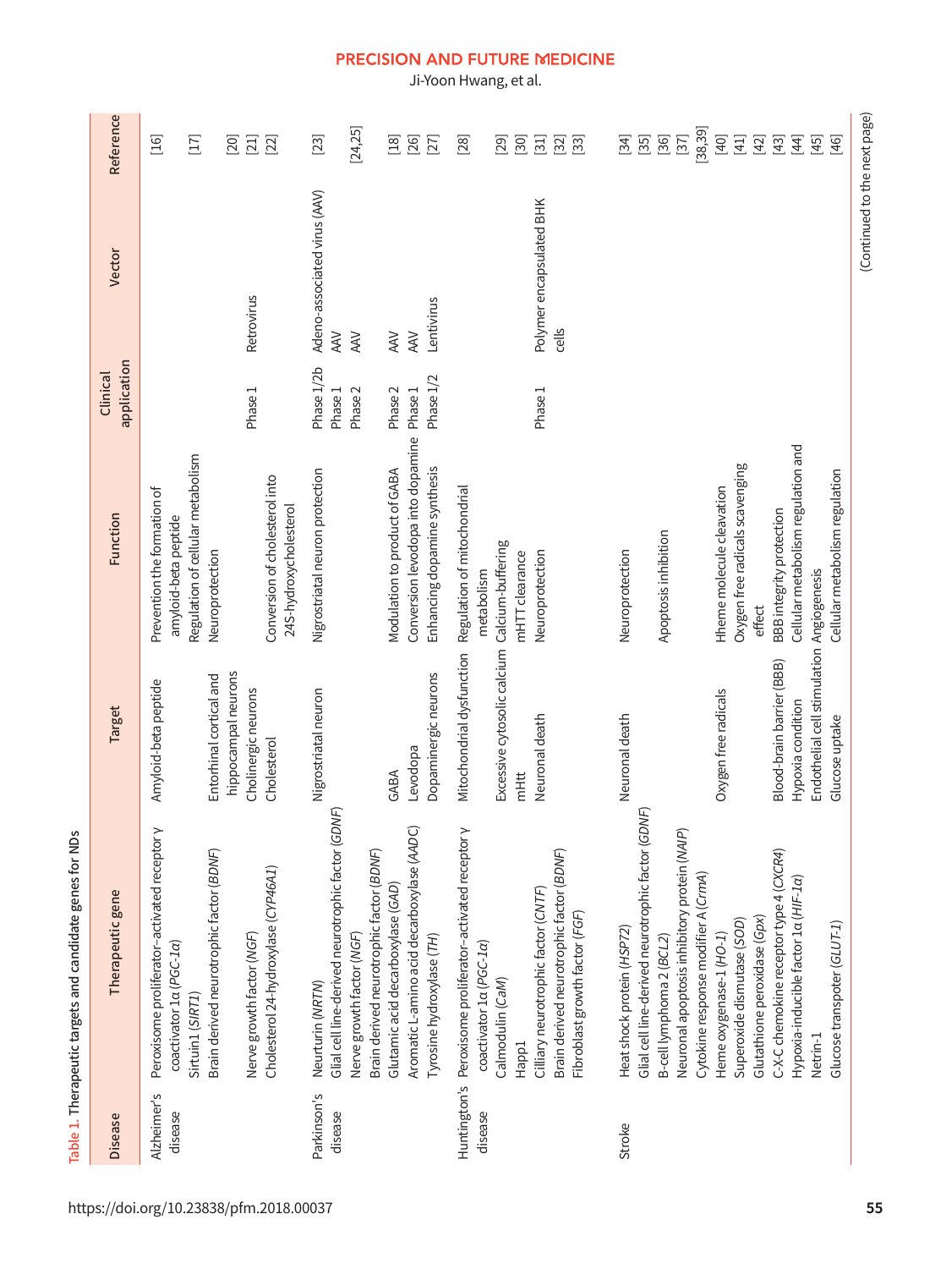Table 1. Therapeutic targets and candidate genes for NDs

| Disease | Therapeutic gene | Target | Function | Clinical application | Vector | Reference |
|---|---|---|---|---|---|---|
| Alzheimer's disease | Peroxisome proliferator-activated receptor γ coactivator 1α (*PGC-1α*) | Amyloid-beta peptide | Prevention the formation of amyloid-beta peptide | | | [16] |
| | Sirtuin1 (*SIRT1*) | | Regulation of cellular metabolism | | | [17] |
| | Brain derived neurotrophic factor (*BDNF*) | Entorhinal cortical and hippocampal neurons | Neuroprotection | | | [20] |
| | Nerve growth factor (*NGF*) | Cholinergic neurons | | Phase 1 | Retrovirus | [21] |
| | Cholesterol 24-hydroxylase (*CYP46A1*) | Cholesterol | Conversion of cholesterol into 24S-hydroxycholesterol | | | [22] |
| Parkinson's disease | Neurturin (*NRTN*) | Nigrostriatal neuron | Nigrostriatal neuron protection | Phase 1/2b | Adeno-associated virus (AAV) | [23] |
| | Glial cell line-derived neurotrophic factor (*GDNF*) | | | Phase 1 | AAV | |
| | Nerve growth factor (*NGF*) | | | Phase 2 | AAV | [24,25] |
| | Brain derived neurotrophic factor (*BDNF*) | | | | | |
| | Glutamic acid decarboxylase (*GAD*) | GABA | Modulation to product of GABA | Phase 2 | AAV | [18] |
| | Aromatic L-amino acid decarboxylase (*AADC*) | Levodopa | Conversion levodopa into dopamine | Phase 1 | AAV | [26] |
| | Tyrosine hydroxylase (*TH*) | Dopaminergic neurons | Enhancing dopamine synthesis | Phase 1/2 | Lentivirus | [27] |
| Huntington's disease | Peroxisome proliferator-activated receptor γ coactivator 1α (*PGC-1α*) | Mitochondrial dysfunction | Regulation of mitochondrial metabolism | | | [28] |
| | Calmodulin (*CaM*) | Excessive cytosolic calcium | Calcium-buffering | | | [29] |
| | Happ1 | mHtt | mHTT clearance | | | [30] |
| | Cilliary neurotrophic factor (*CNTF*) | Neuronal death | Neuroprotection | Phase 1 | Polymer encapsulated BHK cells | [31] |
| | Brain derived neurotrophic factor (*BDNF*) | | | | | [32] |
| | Fibroblast growth factor (*FGF*) | | | | | [33] |
| Stroke | Heat shock protein (*HSP72*) | Neuronal death | Neuroprotection | | | [34] |
| | Glial cell line-derived neurotrophic factor (*GDNF*) | | | | | [35] |
| | B-cell lymphoma 2 (*BCL2*) | | Apoptosis inhibition | | | [36] |
| | Neuronal apoptosis inhibitory protein (*NAIP*) | | | | | [37] |
| | Cytokine response modifier A (*CrmA*) | | | | | [38,39] |
| | Heme oxygenase-1 (*HO-1*) | Oxygen free radicals | Hheme molecule cleavation | | | [40] |
| | Superoxide dismutase (*SOD*) | | Oxygen free radicals scavenging effect | | | [41] |
| | Glutathione peroxidase (*Gpx*) | | | | | [42] |
| | C-X-C chemokine receptor type 4 (*CXCR4*) | Blood-brain barrier (BBB) | BBB integrity protection | | | [43] |
| | Hypoxia-inducible factor 1α (*HIF-1α*) | Hypoxia condition | Cellular metabolism regulation and | | | [44] |
| | Netrin-1 | Endothelial cell stimulation | Angiogenesis | | | [45] |
| | Glucose transpoter (*GLUT-1*) | Glucose uptake | Cellular metabolism regulation | | | [46] |

(Continued to the next page)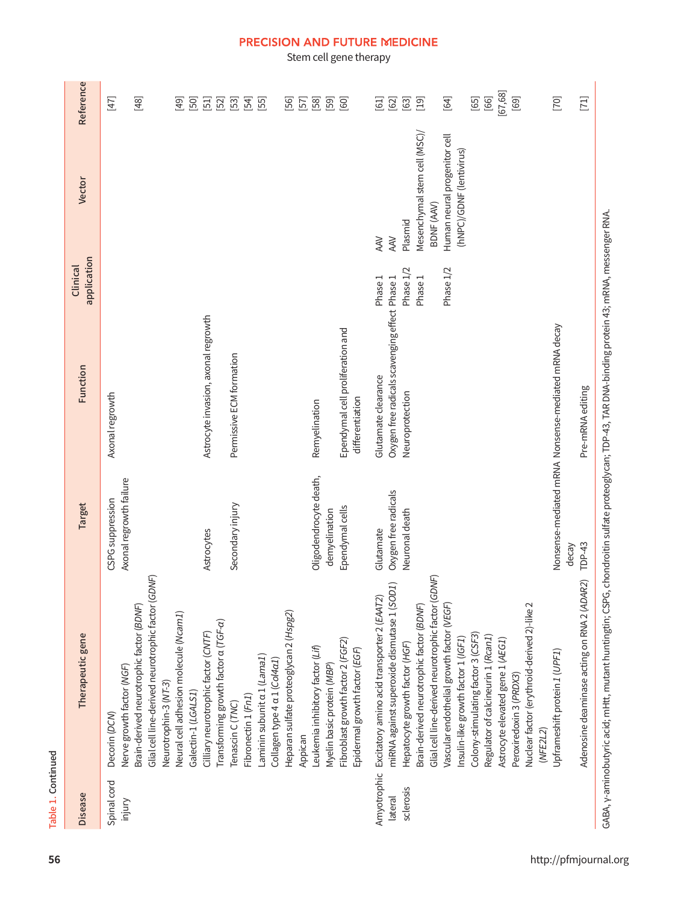Table 1. Continued

| Disease | Therapeutic gene | Target | Function | Clinical application | Vector | Reference |
|---|---|---|---|---|---|---|
| Spinal cord injury | Decorin (*DCN*) | CSPG suppression | Axonal regrowth | | | [47] |
| | Nerve growth factor (*NGF*) | Axonal regrowth failure | | | | [48] |
| | Brain-derived neurotrophic factor (*BDNF*) | | | | | |
| | Glial cell line-derived neurotrophic factor (*GDNF*) | | | | | |
| | Neurotrophin-3 (*NT-3*) | | | | | [49] |
| | Neural cell adhesion molecule (*Ncam1*) | | | | | [50] |
| | Galectin-1 (*LGALS1*) | | | | | [51] |
| | Cilliary neurotrophic factor (*CNTF*) | Astrocytes | Astrocyte invasion, axonal regrowth | | | [52] |
| | Transforming growth factor α (*TGF-α*) | | | | | [53] |
| | Tenascin C (*TNC*) | Secondary injury | Permissive ECM formation | | | [54] |
| | Fibronectin 1 (*Fn1*) | | | | | [55] |
| | Laminin subunit α 1 (*Lama1*) | | | | | |
| | Collagen type 4 α 1 (*Col4a1*) | | | | | |
| | Heparan sulfate proteoglycan 2 (*Hspg2*) | | | | | [56] |
| | Appican | | | | | [57] |
| | Leukemia inhibitory factor (*Lif*) | Oligodendrocyte death, demyelination | Remyelination | | | [58] |
| | Myelin basic protein (*MBP*) | | | | | [59] |
| | Fibroblast growth factor 2 (*FGF2*) | Ependymal cells | Ependymal cell proliferation and differentiation | | | [60] |
| | Epidermal growth factor (*EGF*) | | | | | |
| Amyotrophic lateral sclerosis | Excitatory amino acid transporter 2 (*EAAT2*) | Glutamate | Glutamate clearance | Phase 1 | AAV | [61] |
| | miRNA against superoxide dismutase 1 (*SOD1*) | Oxygen free radicals | Oxygen free radicals scavenging effect | Phase 1 | AAV | [62] |
| | Hepatocyte growth factor (*HGF*) | Neuronal death | Neuroprotection | Phase 1/2 | Plasmid | [63] |
| | Brain-derived neurotrophic factor (*BDNF*) | | | Phase 1 | Mesenchymal stem cell (MSC)/BDNF (AAV) | [19] |
| | Glial cell line-derived neurotrophic factor (*GDNF*) | | | | | |
| | Vascular endothelial growth factor (*VEGF*) | | | Phase 1/2 | Human neural progenitor cell (hNPC)/GDNF (lentivirus) | [64] |
| | Insulin-like growth factor 1 (*IGF1*) | | | | | [65] |
| | Colony-stimulating factor 3 (*CSF3*) | | | | | [66] |
| | Regulator of calcineurin 1 (*Rcan1*) | | | | | [67,68] |
| | Astrocyte elevated gene 1 (*AEG1*) | | | | | [69] |
| | Peroxiredoxin 3 (*PRDX3*) | | | | | |
| | Nuclear factor (erythroid-derived 2)-like 2 (*NFE2L2*) | | | | | |
| | Upframeshift protein 1 (*UPF1*) | Nonsense-mediated mRNA decay | Nonsense-mediated mRNA decay | | | [70] |
| | Adenosine deaminase acting on RNA 2 (*ADAR2*) | TDP-43 | Pre-mRNA editing | | | [71] |

GABA, γ-aminobutyric acid; mHtt, mutant huntingtin; CSPG, chondroitin sulfate proteoglycan; TDP-43, TAR DNA-binding protein 43; mRNA, messenger RNA.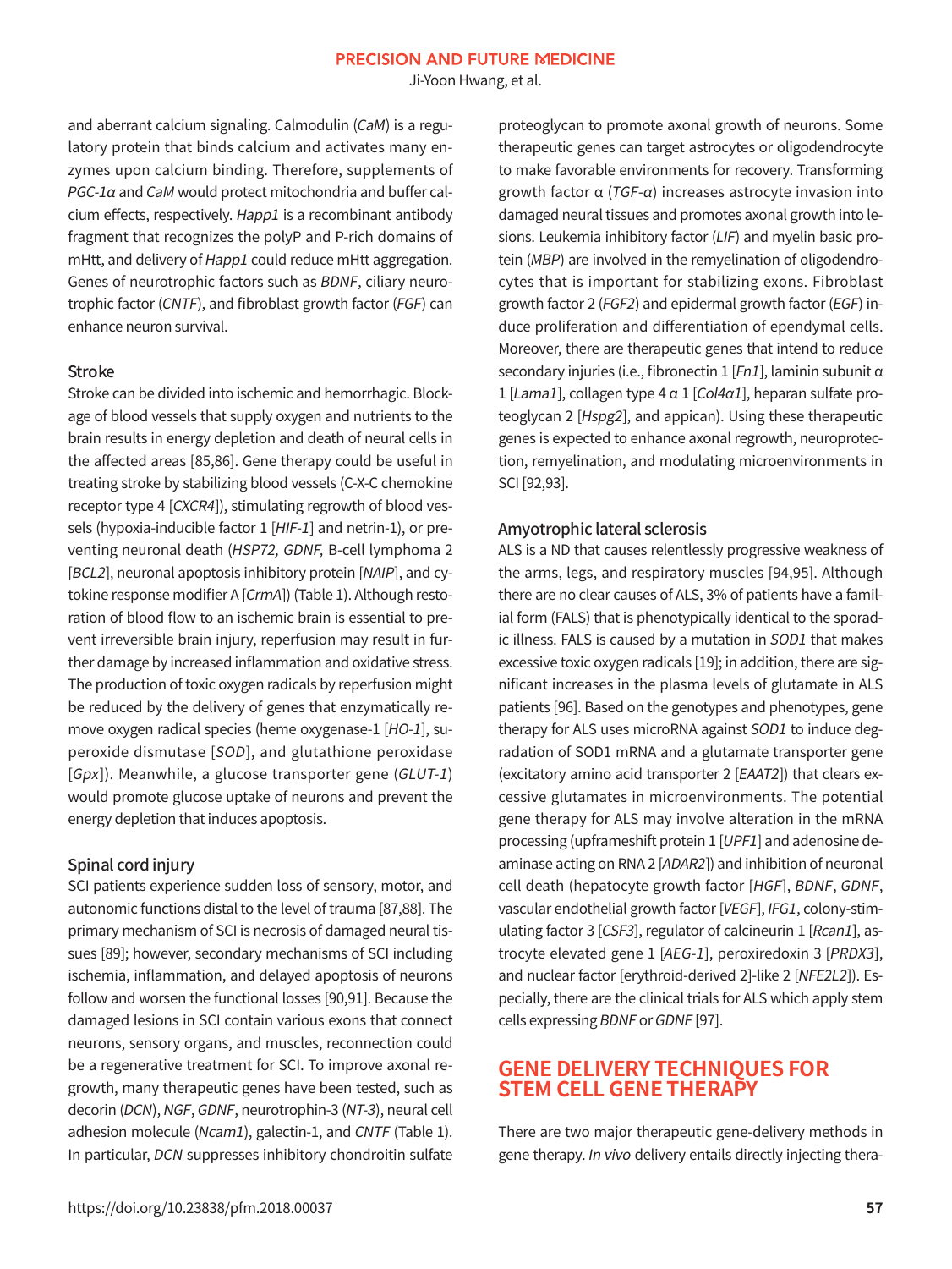and aberrant calcium signaling. Calmodulin (*CaM*) is a regulatory protein that binds calcium and activates many enzymes upon calcium binding. Therefore, supplements of *PGC-1α* and *CaM* would protect mitochondria and buffer calcium effects, respectively. *Happ1* is a recombinant antibody fragment that recognizes the polyP and P-rich domains of mHtt, and delivery of *Happ1* could reduce mHtt aggregation. Genes of neurotrophic factors such as *BDNF*, ciliary neurotrophic factor (*CNTF*), and fibroblast growth factor (*FGF*) can enhance neuron survival.

### Stroke

Stroke can be divided into ischemic and hemorrhagic. Blockage of blood vessels that supply oxygen and nutrients to the brain results in energy depletion and death of neural cells in the affected areas [85,86]. Gene therapy could be useful in treating stroke by stabilizing blood vessels (C-X-C chemokine receptor type 4 [*CXCR4*]), stimulating regrowth of blood vessels (hypoxia-inducible factor 1 [*HIF-1*] and netrin-1), or preventing neuronal death (*HSP72, GDNF,* B-cell lymphoma 2 [*BCL2*], neuronal apoptosis inhibitory protein [*NAIP*], and cytokine response modifier A [*CrmA*]) (Table 1). Although restoration of blood flow to an ischemic brain is essential to prevent irreversible brain injury, reperfusion may result in further damage by increased inflammation and oxidative stress. The production of toxic oxygen radicals by reperfusion might be reduced by the delivery of genes that enzymatically remove oxygen radical species (heme oxygenase-1 [*HO-1*], superoxide dismutase [*SOD*], and glutathione peroxidase [*Gpx*]). Meanwhile, a glucose transporter gene (*GLUT-1*) would promote glucose uptake of neurons and prevent the energy depletion that induces apoptosis.

### Spinal cord injury

SCI patients experience sudden loss of sensory, motor, and autonomic functions distal to the level of trauma [87,88]. The primary mechanism of SCI is necrosis of damaged neural tissues [89]; however, secondary mechanisms of SCI including ischemia, inflammation, and delayed apoptosis of neurons follow and worsen the functional losses [90,91]. Because the damaged lesions in SCI contain various exons that connect neurons, sensory organs, and muscles, reconnection could be a regenerative treatment for SCI. To improve axonal regrowth, many therapeutic genes have been tested, such as decorin (*DCN*), *NGF*, *GDNF*, neurotrophin-3 (*NT-3*), neural cell adhesion molecule (*Ncam1*), galectin-1, and *CNTF* (Table 1). In particular, *DCN* suppresses inhibitory chondroitin sulfate proteoglycan to promote axonal growth of neurons. Some therapeutic genes can target astrocytes or oligodendrocyte to make favorable environments for recovery. Transforming growth factor α (*TGF-α*) increases astrocyte invasion into damaged neural tissues and promotes axonal growth into lesions. Leukemia inhibitory factor (*LIF*) and myelin basic protein (*MBP*) are involved in the remyelination of oligodendrocytes that is important for stabilizing exons. Fibroblast growth factor 2 (*FGF2*) and epidermal growth factor (*EGF*) induce proliferation and differentiation of ependymal cells. Moreover, there are therapeutic genes that intend to reduce secondary injuries (i.e., fibronectin 1 [*Fn1*], laminin subunit α 1 [*Lama1*], collagen type 4 α 1 [*Col4α1*], heparan sulfate proteoglycan 2 [*Hspg2*], and appican). Using these therapeutic genes is expected to enhance axonal regrowth, neuroprotection, remyelination, and modulating microenvironments in SCI [92,93].

### Amyotrophic lateral sclerosis

ALS is a ND that causes relentlessly progressive weakness of the arms, legs, and respiratory muscles [94,95]. Although there are no clear causes of ALS, 3% of patients have a familial form (FALS) that is phenotypically identical to the sporadic illness. FALS is caused by a mutation in *SOD1* that makes excessive toxic oxygen radicals [19]; in addition, there are significant increases in the plasma levels of glutamate in ALS patients [96]. Based on the genotypes and phenotypes, gene therapy for ALS uses microRNA against *SOD1* to induce degradation of SOD1 mRNA and a glutamate transporter gene (excitatory amino acid transporter 2 [*EAAT2*]) that clears excessive glutamates in microenvironments. The potential gene therapy for ALS may involve alteration in the mRNA processing (upframeshift protein 1 [*UPF1*] and adenosine deaminase acting on RNA 2 [*ADAR2*]) and inhibition of neuronal cell death (hepatocyte growth factor [*HGF*], *BDNF*, *GDNF*, vascular endothelial growth factor [*VEGF*], *IFG1*, colony-stimulating factor 3 [*CSF3*], regulator of calcineurin 1 [*Rcan1*], astrocyte elevated gene 1 [*AEG-1*], peroxiredoxin 3 [*PRDX3*], and nuclear factor [erythroid-derived 2]-like 2 [*NFE2L2*]). Especially, there are the clinical trials for ALS which apply stem cells expressing *BDNF* or *GDNF* [97].

## GENE DELIVERY TECHNIQUES FOR STEM CELL GENE THERAPY

There are two major therapeutic gene-delivery methods in gene therapy. *In vivo* delivery entails directly injecting thera-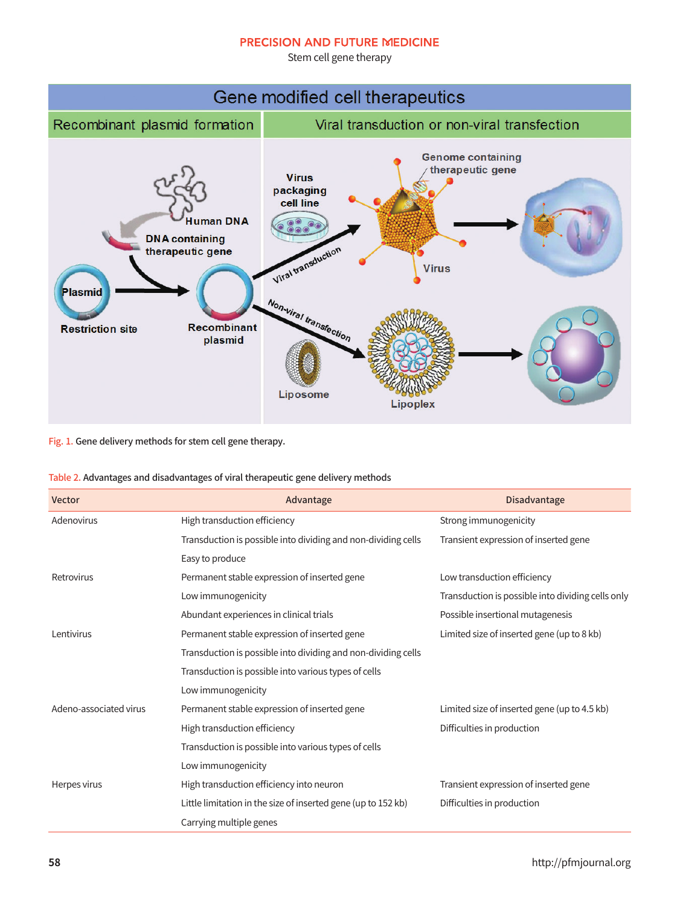Fig. 1. Gene delivery methods for stem cell gene therapy.

Table 2. Advantages and disadvantages of viral therapeutic gene delivery methods

| Vector | Advantage | Disadvantage |
|---|---|---|
| Adenovirus | High transduction efficiency | Strong immunogenicity |
| | Transduction is possible into dividing and non-dividing cells | Transient expression of inserted gene |
| | Easy to produce | |
| Retrovirus | Permanent stable expression of inserted gene | Low transduction efficiency |
| | Low immunogenicity | Transduction is possible into dividing cells only |
| | Abundant experiences in clinical trials | Possible insertional mutagenesis |
| Lentivirus | Permanent stable expression of inserted gene | Limited size of inserted gene (up to 8 kb) |
| | Transduction is possible into dividing and non-dividing cells | |
| | Transduction is possible into various types of cells | |
| | Low immunogenicity | |
| Adeno-associated virus | Permanent stable expression of inserted gene | Limited size of inserted gene (up to 4.5 kb) |
| | High transduction efficiency | Difficulties in production |
| | Transduction is possible into various types of cells | |
| | Low immunogenicity | |
| Herpes virus | High transduction efficiency into neuron | Transient expression of inserted gene |
| | Little limitation in the size of inserted gene (up to 152 kb) | Difficulties in production |
| | Carrying multiple genes | |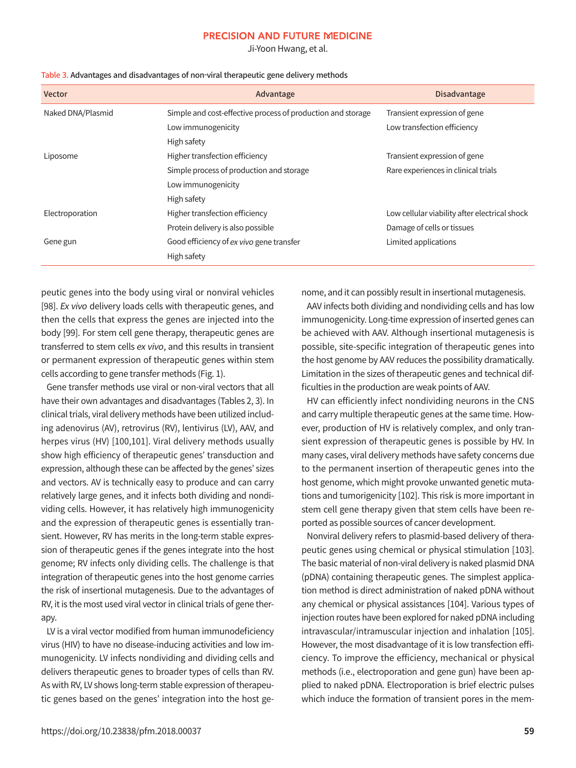Table 3. Advantages and disadvantages of non-viral therapeutic gene delivery methods

| Vector | Advantage | Disadvantage |
|---|---|---|
| Naked DNA/Plasmid | Simple and cost-effective process of production and storage | Transient expression of gene |
| | Low immunogenicity | Low transfection efficiency |
| | High safety | |
| Liposome | Higher transfection efficiency | Transient expression of gene |
| | Simple process of production and storage | Rare experiences in clinical trials |
| | Low immunogenicity | |
| | High safety | |
| Electroporation | Higher transfection efficiency | Low cellular viability after electrical shock |
| | Protein delivery is also possible | Damage of cells or tissues |
| Gene gun | Good efficiency of *ex vivo* gene transfer | Limited applications |
| | High safety | |

peutic genes into the body using viral or nonviral vehicles [98]. *Ex vivo* delivery loads cells with therapeutic genes, and then the cells that express the genes are injected into the body [99]. For stem cell gene therapy, therapeutic genes are transferred to stem cells *ex vivo*, and this results in transient or permanent expression of therapeutic genes within stem cells according to gene transfer methods (Fig. 1).

Gene transfer methods use viral or non-viral vectors that all have their own advantages and disadvantages (Tables 2, 3). In clinical trials, viral delivery methods have been utilized including adenovirus (AV), retrovirus (RV), lentivirus (LV), AAV, and herpes virus (HV) [100,101]. Viral delivery methods usually show high efficiency of therapeutic genes' transduction and expression, although these can be affected by the genes' sizes and vectors. AV is technically easy to produce and can carry relatively large genes, and it infects both dividing and nondividing cells. However, it has relatively high immunogenicity and the expression of therapeutic genes is essentially transient. However, RV has merits in the long-term stable expression of therapeutic genes if the genes integrate into the host genome; RV infects only dividing cells. The challenge is that integration of therapeutic genes into the host genome carries the risk of insertional mutagenesis. Due to the advantages of RV, it is the most used viral vector in clinical trials of gene therapy.

LV is a viral vector modified from human immunodeficiency virus (HIV) to have no disease-inducing activities and low immunogenicity. LV infects nondividing and dividing cells and delivers therapeutic genes to broader types of cells than RV. As with RV, LV shows long-term stable expression of therapeutic genes based on the genes' integration into the host genome, and it can possibly result in insertional mutagenesis.

AAV infects both dividing and nondividing cells and has low immunogenicity. Long-time expression of inserted genes can be achieved with AAV. Although insertional mutagenesis is possible, site-specific integration of therapeutic genes into the host genome by AAV reduces the possibility dramatically. Limitation in the sizes of therapeutic genes and technical difficulties in the production are weak points of AAV.

HV can efficiently infect nondividing neurons in the CNS and carry multiple therapeutic genes at the same time. However, production of HV is relatively complex, and only transient expression of therapeutic genes is possible by HV. In many cases, viral delivery methods have safety concerns due to the permanent insertion of therapeutic genes into the host genome, which might provoke unwanted genetic mutations and tumorigenicity [102]. This risk is more important in stem cell gene therapy given that stem cells have been reported as possible sources of cancer development.

Nonviral delivery refers to plasmid-based delivery of therapeutic genes using chemical or physical stimulation [103]. The basic material of non-viral delivery is naked plasmid DNA (pDNA) containing therapeutic genes. The simplest application method is direct administration of naked pDNA without any chemical or physical assistances [104]. Various types of injection routes have been explored for naked pDNA including intravascular/intramuscular injection and inhalation [105]. However, the most disadvantage of it is low transfection efficiency. To improve the efficiency, mechanical or physical methods (i.e., electroporation and gene gun) have been applied to naked pDNA. Electroporation is brief electric pulses which induce the formation of transient pores in the mem-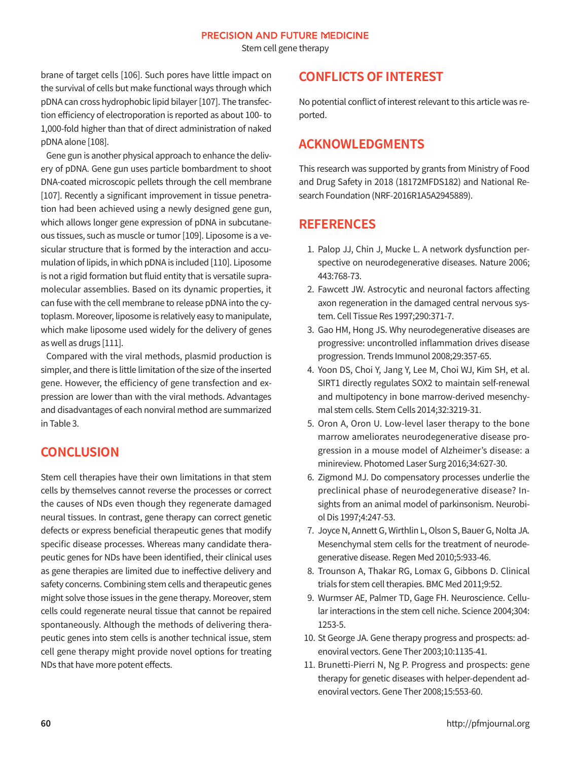brane of target cells [106]. Such pores have little impact on the survival of cells but make functional ways through which pDNA can cross hydrophobic lipid bilayer [107]. The transfection efficiency of electroporation is reported as about 100- to 1,000-fold higher than that of direct administration of naked pDNA alone [108].

Gene gun is another physical approach to enhance the delivery of pDNA. Gene gun uses particle bombardment to shoot DNA-coated microscopic pellets through the cell membrane [107]. Recently a significant improvement in tissue penetration had been achieved using a newly designed gene gun, which allows longer gene expression of pDNA in subcutaneous tissues, such as muscle or tumor [109]. Liposome is a vesicular structure that is formed by the interaction and accumulation of lipids, in which pDNA is included [110]. Liposome is not a rigid formation but fluid entity that is versatile supramolecular assemblies. Based on its dynamic properties, it can fuse with the cell membrane to release pDNA into the cytoplasm. Moreover, liposome is relatively easy to manipulate, which make liposome used widely for the delivery of genes as well as drugs [111].

Compared with the viral methods, plasmid production is simpler, and there is little limitation of the size of the inserted gene. However, the efficiency of gene transfection and expression are lower than with the viral methods. Advantages and disadvantages of each nonviral method are summarized in Table 3.

## CONCLUSION

Stem cell therapies have their own limitations in that stem cells by themselves cannot reverse the processes or correct the causes of NDs even though they regenerate damaged neural tissues. In contrast, gene therapy can correct genetic defects or express beneficial therapeutic genes that modify specific disease processes. Whereas many candidate therapeutic genes for NDs have been identified, their clinical uses as gene therapies are limited due to ineffective delivery and safety concerns. Combining stem cells and therapeutic genes might solve those issues in the gene therapy. Moreover, stem cells could regenerate neural tissue that cannot be repaired spontaneously. Although the methods of delivering therapeutic genes into stem cells is another technical issue, stem cell gene therapy might provide novel options for treating NDs that have more potent effects.

## CONFLICTS OF INTEREST

No potential conflict of interest relevant to this article was reported.

## ACKNOWLEDGMENTS

This research was supported by grants from Ministry of Food and Drug Safety in 2018 (18172MFDS182) and National Research Foundation (NRF-2016R1A5A2945889).

## REFERENCES

1. Palop JJ, Chin J, Mucke L. A network dysfunction perspective on neurodegenerative diseases. Nature 2006; 443:768-73.
2. Fawcett JW. Astrocytic and neuronal factors affecting axon regeneration in the damaged central nervous system. Cell Tissue Res 1997;290:371-7.
3. Gao HM, Hong JS. Why neurodegenerative diseases are progressive: uncontrolled inflammation drives disease progression. Trends Immunol 2008;29:357-65.
4. Yoon DS, Choi Y, Jang Y, Lee M, Choi WJ, Kim SH, et al. SIRT1 directly regulates SOX2 to maintain self-renewal and multipotency in bone marrow-derived mesenchymal stem cells. Stem Cells 2014;32:3219-31.
5. Oron A, Oron U. Low-level laser therapy to the bone marrow ameliorates neurodegenerative disease progression in a mouse model of Alzheimer's disease: a minireview. Photomed Laser Surg 2016;34:627-30.
6. Zigmond MJ. Do compensatory processes underlie the preclinical phase of neurodegenerative disease? Insights from an animal model of parkinsonism. Neurobiol Dis 1997;4:247-53.
7. Joyce N, Annett G, Wirthlin L, Olson S, Bauer G, Nolta JA. Mesenchymal stem cells for the treatment of neurodegenerative disease. Regen Med 2010;5:933-46.
8. Trounson A, Thakar RG, Lomax G, Gibbons D. Clinical trials for stem cell therapies. BMC Med 2011;9:52.
9. Wurmser AE, Palmer TD, Gage FH. Neuroscience. Cellular interactions in the stem cell niche. Science 2004;304: 1253-5.
10. St George JA. Gene therapy progress and prospects: adenoviral vectors. Gene Ther 2003;10:1135-41.
11. Brunetti-Pierri N, Ng P. Progress and prospects: gene therapy for genetic diseases with helper-dependent adenoviral vectors. Gene Ther 2008;15:553-60.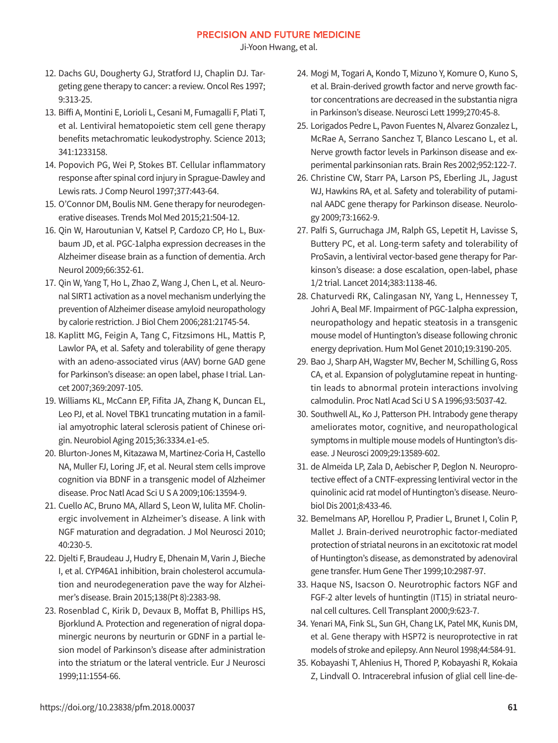12. Dachs GU, Dougherty GJ, Stratford IJ, Chaplin DJ. Targeting gene therapy to cancer: a review. Oncol Res 1997; 9:313-25.
13. Biffi A, Montini E, Lorioli L, Cesani M, Fumagalli F, Plati T, et al. Lentiviral hematopoietic stem cell gene therapy benefits metachromatic leukodystrophy. Science 2013; 341:1233158.
14. Popovich PG, Wei P, Stokes BT. Cellular inflammatory response after spinal cord injury in Sprague-Dawley and Lewis rats. J Comp Neurol 1997;377:443-64.
15. O'Connor DM, Boulis NM. Gene therapy for neurodegenerative diseases. Trends Mol Med 2015;21:504-12.
16. Qin W, Haroutunian V, Katsel P, Cardozo CP, Ho L, Buxbaum JD, et al. PGC-1alpha expression decreases in the Alzheimer disease brain as a function of dementia. Arch Neurol 2009;66:352-61.
17. Qin W, Yang T, Ho L, Zhao Z, Wang J, Chen L, et al. Neuronal SIRT1 activation as a novel mechanism underlying the prevention of Alzheimer disease amyloid neuropathology by calorie restriction. J Biol Chem 2006;281:21745-54.
18. Kaplitt MG, Feigin A, Tang C, Fitzsimons HL, Mattis P, Lawlor PA, et al. Safety and tolerability of gene therapy with an adeno-associated virus (AAV) borne GAD gene for Parkinson's disease: an open label, phase I trial. Lancet 2007;369:2097-105.
19. Williams KL, McCann EP, Fifita JA, Zhang K, Duncan EL, Leo PJ, et al. Novel TBK1 truncating mutation in a familial amyotrophic lateral sclerosis patient of Chinese origin. Neurobiol Aging 2015;36:3334.e1-e5.
20. Blurton-Jones M, Kitazawa M, Martinez-Coria H, Castello NA, Muller FJ, Loring JF, et al. Neural stem cells improve cognition via BDNF in a transgenic model of Alzheimer disease. Proc Natl Acad Sci U S A 2009;106:13594-9.
21. Cuello AC, Bruno MA, Allard S, Leon W, Iulita MF. Cholinergic involvement in Alzheimer's disease. A link with NGF maturation and degradation. J Mol Neurosci 2010; 40:230-5.
22. Djelti F, Braudeau J, Hudry E, Dhenain M, Varin J, Bieche I, et al. CYP46A1 inhibition, brain cholesterol accumulation and neurodegeneration pave the way for Alzheimer's disease. Brain 2015;138(Pt 8):2383-98.
23. Rosenblad C, Kirik D, Devaux B, Moffat B, Phillips HS, Bjorklund A. Protection and regeneration of nigral dopaminergic neurons by neurturin or GDNF in a partial lesion model of Parkinson's disease after administration into the striatum or the lateral ventricle. Eur J Neurosci 1999;11:1554-66.
24. Mogi M, Togari A, Kondo T, Mizuno Y, Komure O, Kuno S, et al. Brain-derived growth factor and nerve growth factor concentrations are decreased in the substantia nigra in Parkinson's disease. Neurosci Lett 1999;270:45-8.
25. Lorigados Pedre L, Pavon Fuentes N, Alvarez Gonzalez L, McRae A, Serrano Sanchez T, Blanco Lescano L, et al. Nerve growth factor levels in Parkinson disease and experimental parkinsonian rats. Brain Res 2002;952:122-7.
26. Christine CW, Starr PA, Larson PS, Eberling JL, Jagust WJ, Hawkins RA, et al. Safety and tolerability of putaminal AADC gene therapy for Parkinson disease. Neurology 2009;73:1662-9.
27. Palfi S, Gurruchaga JM, Ralph GS, Lepetit H, Lavisse S, Buttery PC, et al. Long-term safety and tolerability of ProSavin, a lentiviral vector-based gene therapy for Parkinson's disease: a dose escalation, open-label, phase 1/2 trial. Lancet 2014;383:1138-46.
28. Chaturvedi RK, Calingasan NY, Yang L, Hennessey T, Johri A, Beal MF. Impairment of PGC-1alpha expression, neuropathology and hepatic steatosis in a transgenic mouse model of Huntington's disease following chronic energy deprivation. Hum Mol Genet 2010;19:3190-205.
29. Bao J, Sharp AH, Wagster MV, Becher M, Schilling G, Ross CA, et al. Expansion of polyglutamine repeat in huntingtin leads to abnormal protein interactions involving calmodulin. Proc Natl Acad Sci U S A 1996;93:5037-42.
30. Southwell AL, Ko J, Patterson PH. Intrabody gene therapy ameliorates motor, cognitive, and neuropathological symptoms in multiple mouse models of Huntington's disease. J Neurosci 2009;29:13589-602.
31. de Almeida LP, Zala D, Aebischer P, Deglon N. Neuroprotective effect of a CNTF-expressing lentiviral vector in the quinolinic acid rat model of Huntington's disease. Neurobiol Dis 2001;8:433-46.
32. Bemelmans AP, Horellou P, Pradier L, Brunet I, Colin P, Mallet J. Brain-derived neurotrophic factor-mediated protection of striatal neurons in an excitotoxic rat model of Huntington's disease, as demonstrated by adenoviral gene transfer. Hum Gene Ther 1999;10:2987-97.
33. Haque NS, Isacson O. Neurotrophic factors NGF and FGF-2 alter levels of huntingtin (IT15) in striatal neuronal cell cultures. Cell Transplant 2000;9:623-7.
34. Yenari MA, Fink SL, Sun GH, Chang LK, Patel MK, Kunis DM, et al. Gene therapy with HSP72 is neuroprotective in rat models of stroke and epilepsy. Ann Neurol 1998;44:584-91.
35. Kobayashi T, Ahlenius H, Thored P, Kobayashi R, Kokaia Z, Lindvall O. Intracerebral infusion of glial cell line-de-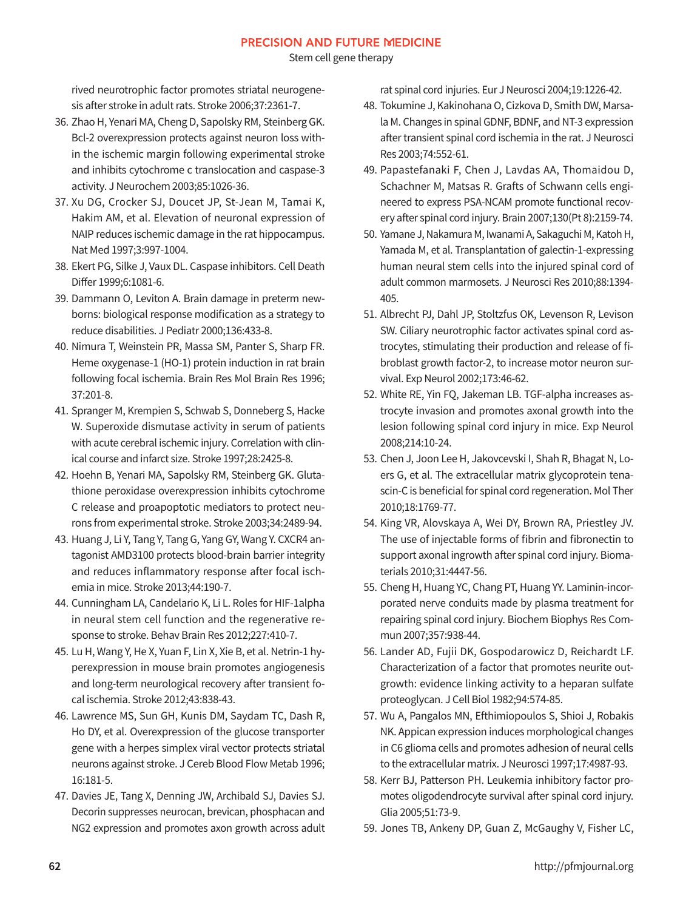rived neurotrophic factor promotes striatal neurogenesis after stroke in adult rats. Stroke 2006;37:2361-7.

36. Zhao H, Yenari MA, Cheng D, Sapolsky RM, Steinberg GK. Bcl-2 overexpression protects against neuron loss within the ischemic margin following experimental stroke and inhibits cytochrome c translocation and caspase-3 activity. J Neurochem 2003;85:1026-36.
37. Xu DG, Crocker SJ, Doucet JP, St-Jean M, Tamai K, Hakim AM, et al. Elevation of neuronal expression of NAIP reduces ischemic damage in the rat hippocampus. Nat Med 1997;3:997-1004.
38. Ekert PG, Silke J, Vaux DL. Caspase inhibitors. Cell Death Differ 1999;6:1081-6.
39. Dammann O, Leviton A. Brain damage in preterm newborns: biological response modification as a strategy to reduce disabilities. J Pediatr 2000;136:433-8.
40. Nimura T, Weinstein PR, Massa SM, Panter S, Sharp FR. Heme oxygenase-1 (HO-1) protein induction in rat brain following focal ischemia. Brain Res Mol Brain Res 1996;37:201-8.
41. Spranger M, Krempien S, Schwab S, Donneberg S, Hacke W. Superoxide dismutase activity in serum of patients with acute cerebral ischemic injury. Correlation with clinical course and infarct size. Stroke 1997;28:2425-8.
42. Hoehn B, Yenari MA, Sapolsky RM, Steinberg GK. Glutathione peroxidase overexpression inhibits cytochrome C release and proapoptotic mediators to protect neurons from experimental stroke. Stroke 2003;34:2489-94.
43. Huang J, Li Y, Tang Y, Tang G, Yang GY, Wang Y. CXCR4 antagonist AMD3100 protects blood-brain barrier integrity and reduces inflammatory response after focal ischemia in mice. Stroke 2013;44:190-7.
44. Cunningham LA, Candelario K, Li L. Roles for HIF-1alpha in neural stem cell function and the regenerative response to stroke. Behav Brain Res 2012;227:410-7.
45. Lu H, Wang Y, He X, Yuan F, Lin X, Xie B, et al. Netrin-1 hyperexpression in mouse brain promotes angiogenesis and long-term neurological recovery after transient focal ischemia. Stroke 2012;43:838-43.
46. Lawrence MS, Sun GH, Kunis DM, Saydam TC, Dash R, Ho DY, et al. Overexpression of the glucose transporter gene with a herpes simplex viral vector protects striatal neurons against stroke. J Cereb Blood Flow Metab 1996;16:181-5.
47. Davies JE, Tang X, Denning JW, Archibald SJ, Davies SJ. Decorin suppresses neurocan, brevican, phosphacan and NG2 expression and promotes axon growth across adult rat spinal cord injuries. Eur J Neurosci 2004;19:1226-42.
48. Tokumine J, Kakinohana O, Cizkova D, Smith DW, Marsala M. Changes in spinal GDNF, BDNF, and NT-3 expression after transient spinal cord ischemia in the rat. J Neurosci Res 2003;74:552-61.
49. Papastefanaki F, Chen J, Lavdas AA, Thomaidou D, Schachner M, Matsas R. Grafts of Schwann cells engineered to express PSA-NCAM promote functional recovery after spinal cord injury. Brain 2007;130(Pt 8):2159-74.
50. Yamane J, Nakamura M, Iwanami A, Sakaguchi M, Katoh H, Yamada M, et al. Transplantation of galectin-1-expressing human neural stem cells into the injured spinal cord of adult common marmosets. J Neurosci Res 2010;88:1394-405.
51. Albrecht PJ, Dahl JP, Stoltzfus OK, Levenson R, Levison SW. Ciliary neurotrophic factor activates spinal cord astrocytes, stimulating their production and release of fibroblast growth factor-2, to increase motor neuron survival. Exp Neurol 2002;173:46-62.
52. White RE, Yin FQ, Jakeman LB. TGF-alpha increases astrocyte invasion and promotes axonal growth into the lesion following spinal cord injury in mice. Exp Neurol 2008;214:10-24.
53. Chen J, Joon Lee H, Jakovcevski I, Shah R, Bhagat N, Loers G, et al. The extracellular matrix glycoprotein tenascin-C is beneficial for spinal cord regeneration. Mol Ther 2010;18:1769-77.
54. King VR, Alovskaya A, Wei DY, Brown RA, Priestley JV. The use of injectable forms of fibrin and fibronectin to support axonal ingrowth after spinal cord injury. Biomaterials 2010;31:4447-56.
55. Cheng H, Huang YC, Chang PT, Huang YY. Laminin-incorporated nerve conduits made by plasma treatment for repairing spinal cord injury. Biochem Biophys Res Commun 2007;357:938-44.
56. Lander AD, Fujii DK, Gospodarowicz D, Reichardt LF. Characterization of a factor that promotes neurite outgrowth: evidence linking activity to a heparan sulfate proteoglycan. J Cell Biol 1982;94:574-85.
57. Wu A, Pangalos MN, Efthimiopoulos S, Shioi J, Robakis NK. Appican expression induces morphological changes in C6 glioma cells and promotes adhesion of neural cells to the extracellular matrix. J Neurosci 1997;17:4987-93.
58. Kerr BJ, Patterson PH. Leukemia inhibitory factor promotes oligodendrocyte survival after spinal cord injury. Glia 2005;51:73-9.
59. Jones TB, Ankeny DP, Guan Z, McGaughy V, Fisher LC,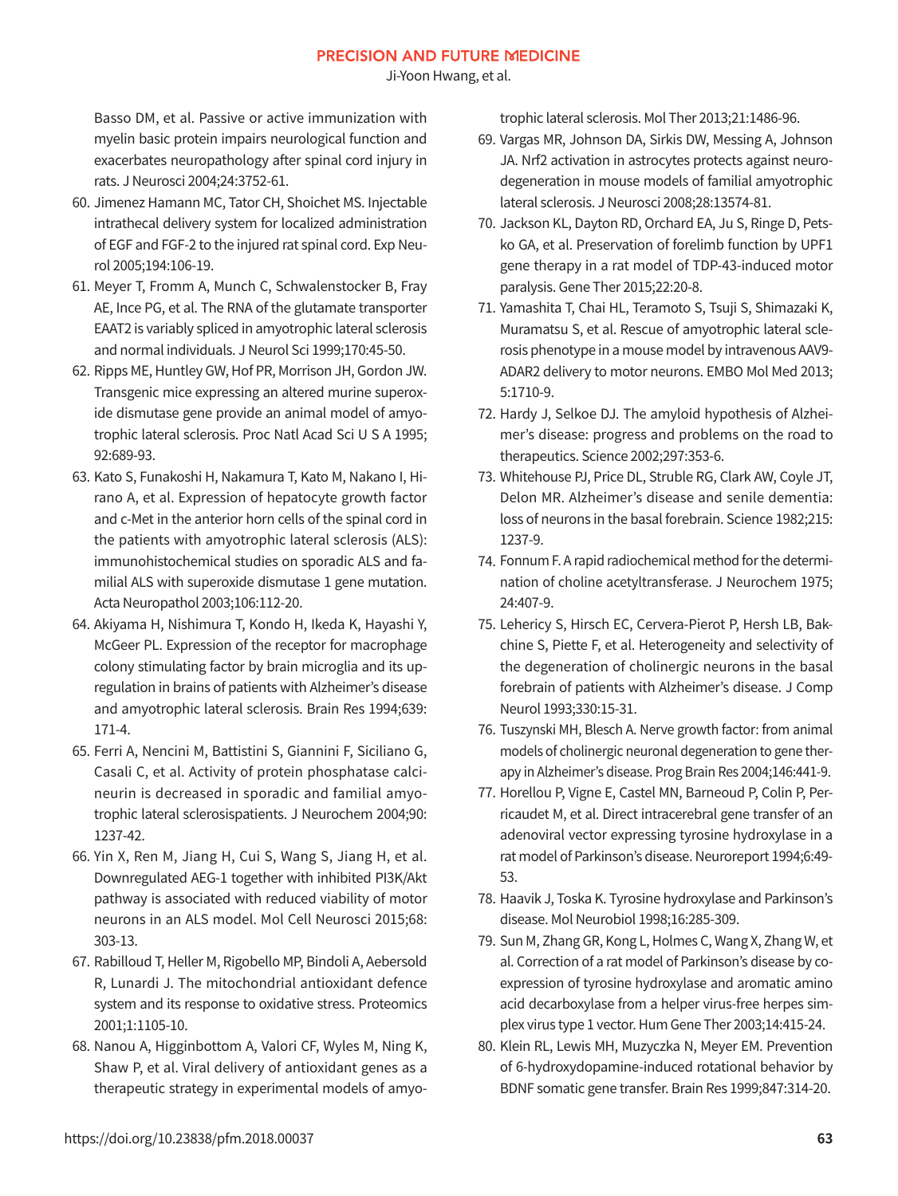Basso DM, et al. Passive or active immunization with myelin basic protein impairs neurological function and exacerbates neuropathology after spinal cord injury in rats. J Neurosci 2004;24:3752-61.

60. Jimenez Hamann MC, Tator CH, Shoichet MS. Injectable intrathecal delivery system for localized administration of EGF and FGF-2 to the injured rat spinal cord. Exp Neurol 2005;194:106-19.
61. Meyer T, Fromm A, Munch C, Schwalenstocker B, Fray AE, Ince PG, et al. The RNA of the glutamate transporter EAAT2 is variably spliced in amyotrophic lateral sclerosis and normal individuals. J Neurol Sci 1999;170:45-50.
62. Ripps ME, Huntley GW, Hof PR, Morrison JH, Gordon JW. Transgenic mice expressing an altered murine superoxide dismutase gene provide an animal model of amyotrophic lateral sclerosis. Proc Natl Acad Sci U S A 1995; 92:689-93.
63. Kato S, Funakoshi H, Nakamura T, Kato M, Nakano I, Hirano A, et al. Expression of hepatocyte growth factor and c-Met in the anterior horn cells of the spinal cord in the patients with amyotrophic lateral sclerosis (ALS): immunohistochemical studies on sporadic ALS and familial ALS with superoxide dismutase 1 gene mutation. Acta Neuropathol 2003;106:112-20.
64. Akiyama H, Nishimura T, Kondo H, Ikeda K, Hayashi Y, McGeer PL. Expression of the receptor for macrophage colony stimulating factor by brain microglia and its upregulation in brains of patients with Alzheimer's disease and amyotrophic lateral sclerosis. Brain Res 1994;639: 171-4.
65. Ferri A, Nencini M, Battistini S, Giannini F, Siciliano G, Casali C, et al. Activity of protein phosphatase calcineurin is decreased in sporadic and familial amyotrophic lateral sclerosispatients. J Neurochem 2004;90: 1237-42.
66. Yin X, Ren M, Jiang H, Cui S, Wang S, Jiang H, et al. Downregulated AEG-1 together with inhibited PI3K/Akt pathway is associated with reduced viability of motor neurons in an ALS model. Mol Cell Neurosci 2015;68: 303-13.
67. Rabilloud T, Heller M, Rigobello MP, Bindoli A, Aebersold R, Lunardi J. The mitochondrial antioxidant defence system and its response to oxidative stress. Proteomics 2001;1:1105-10.
68. Nanou A, Higginbottom A, Valori CF, Wyles M, Ning K, Shaw P, et al. Viral delivery of antioxidant genes as a therapeutic strategy in experimental models of amyotrophic lateral sclerosis. Mol Ther 2013;21:1486-96.
69. Vargas MR, Johnson DA, Sirkis DW, Messing A, Johnson JA. Nrf2 activation in astrocytes protects against neurodegeneration in mouse models of familial amyotrophic lateral sclerosis. J Neurosci 2008;28:13574-81.
70. Jackson KL, Dayton RD, Orchard EA, Ju S, Ringe D, Petsko GA, et al. Preservation of forelimb function by UPF1 gene therapy in a rat model of TDP-43-induced motor paralysis. Gene Ther 2015;22:20-8.
71. Yamashita T, Chai HL, Teramoto S, Tsuji S, Shimazaki K, Muramatsu S, et al. Rescue of amyotrophic lateral sclerosis phenotype in a mouse model by intravenous AAV9-ADAR2 delivery to motor neurons. EMBO Mol Med 2013; 5:1710-9.
72. Hardy J, Selkoe DJ. The amyloid hypothesis of Alzheimer's disease: progress and problems on the road to therapeutics. Science 2002;297:353-6.
73. Whitehouse PJ, Price DL, Struble RG, Clark AW, Coyle JT, Delon MR. Alzheimer's disease and senile dementia: loss of neurons in the basal forebrain. Science 1982;215: 1237-9.
74. Fonnum F. A rapid radiochemical method for the determination of choline acetyltransferase. J Neurochem 1975; 24:407-9.
75. Lehericy S, Hirsch EC, Cervera-Pierot P, Hersh LB, Bakchine S, Piette F, et al. Heterogeneity and selectivity of the degeneration of cholinergic neurons in the basal forebrain of patients with Alzheimer's disease. J Comp Neurol 1993;330:15-31.
76. Tuszynski MH, Blesch A. Nerve growth factor: from animal models of cholinergic neuronal degeneration to gene therapy in Alzheimer's disease. Prog Brain Res 2004;146:441-9.
77. Horellou P, Vigne E, Castel MN, Barneoud P, Colin P, Perricaudet M, et al. Direct intracerebral gene transfer of an adenoviral vector expressing tyrosine hydroxylase in a rat model of Parkinson's disease. Neuroreport 1994;6:49-53.
78. Haavik J, Toska K. Tyrosine hydroxylase and Parkinson's disease. Mol Neurobiol 1998;16:285-309.
79. Sun M, Zhang GR, Kong L, Holmes C, Wang X, Zhang W, et al. Correction of a rat model of Parkinson's disease by coexpression of tyrosine hydroxylase and aromatic amino acid decarboxylase from a helper virus-free herpes simplex virus type 1 vector. Hum Gene Ther 2003;14:415-24.
80. Klein RL, Lewis MH, Muzyczka N, Meyer EM. Prevention of 6-hydroxydopamine-induced rotational behavior by BDNF somatic gene transfer. Brain Res 1999;847:314-20.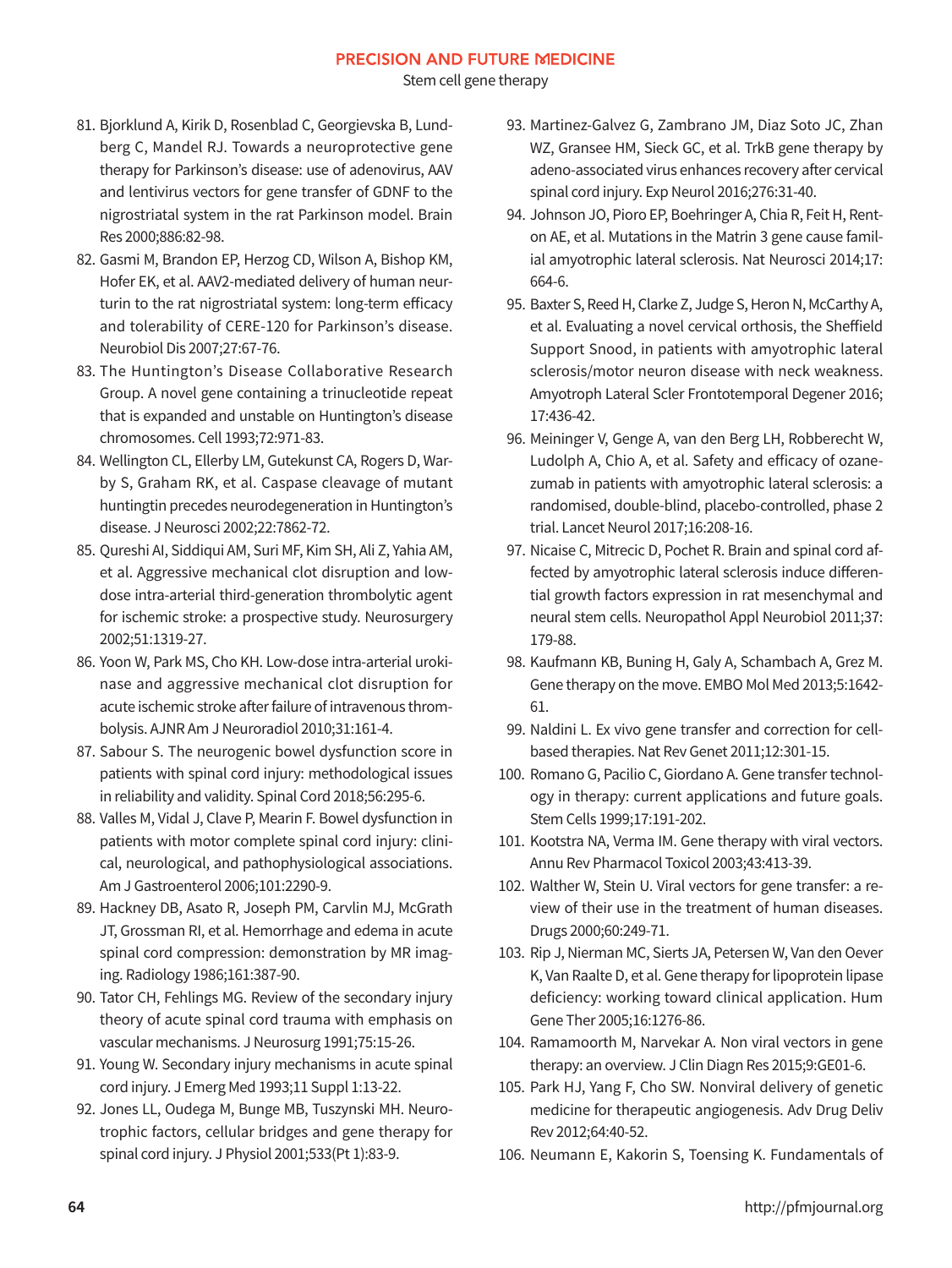81. Bjorklund A, Kirik D, Rosenblad C, Georgievska B, Lundberg C, Mandel RJ. Towards a neuroprotective gene therapy for Parkinson's disease: use of adenovirus, AAV and lentivirus vectors for gene transfer of GDNF to the nigrostriatal system in the rat Parkinson model. Brain Res 2000;886:82-98.
82. Gasmi M, Brandon EP, Herzog CD, Wilson A, Bishop KM, Hofer EK, et al. AAV2-mediated delivery of human neurturin to the rat nigrostriatal system: long-term efficacy and tolerability of CERE-120 for Parkinson's disease. Neurobiol Dis 2007;27:67-76.
83. The Huntington's Disease Collaborative Research Group. A novel gene containing a trinucleotide repeat that is expanded and unstable on Huntington's disease chromosomes. Cell 1993;72:971-83.
84. Wellington CL, Ellerby LM, Gutekunst CA, Rogers D, Warby S, Graham RK, et al. Caspase cleavage of mutant huntingtin precedes neurodegeneration in Huntington's disease. J Neurosci 2002;22:7862-72.
85. Qureshi AI, Siddiqui AM, Suri MF, Kim SH, Ali Z, Yahia AM, et al. Aggressive mechanical clot disruption and low-dose intra-arterial third-generation thrombolytic agent for ischemic stroke: a prospective study. Neurosurgery 2002;51:1319-27.
86. Yoon W, Park MS, Cho KH. Low-dose intra-arterial urokinase and aggressive mechanical clot disruption for acute ischemic stroke after failure of intravenous thrombolysis. AJNR Am J Neuroradiol 2010;31:161-4.
87. Sabour S. The neurogenic bowel dysfunction score in patients with spinal cord injury: methodological issues in reliability and validity. Spinal Cord 2018;56:295-6.
88. Valles M, Vidal J, Clave P, Mearin F. Bowel dysfunction in patients with motor complete spinal cord injury: clinical, neurological, and pathophysiological associations. Am J Gastroenterol 2006;101:2290-9.
89. Hackney DB, Asato R, Joseph PM, Carvlin MJ, McGrath JT, Grossman RI, et al. Hemorrhage and edema in acute spinal cord compression: demonstration by MR imaging. Radiology 1986;161:387-90.
90. Tator CH, Fehlings MG. Review of the secondary injury theory of acute spinal cord trauma with emphasis on vascular mechanisms. J Neurosurg 1991;75:15-26.
91. Young W. Secondary injury mechanisms in acute spinal cord injury. J Emerg Med 1993;11 Suppl 1:13-22.
92. Jones LL, Oudega M, Bunge MB, Tuszynski MH. Neurotrophic factors, cellular bridges and gene therapy for spinal cord injury. J Physiol 2001;533(Pt 1):83-9.
93. Martinez-Galvez G, Zambrano JM, Diaz Soto JC, Zhan WZ, Gransee HM, Sieck GC, et al. TrkB gene therapy by adeno-associated virus enhances recovery after cervical spinal cord injury. Exp Neurol 2016;276:31-40.
94. Johnson JO, Pioro EP, Boehringer A, Chia R, Feit H, Renton AE, et al. Mutations in the Matrin 3 gene cause familial amyotrophic lateral sclerosis. Nat Neurosci 2014;17:664-6.
95. Baxter S, Reed H, Clarke Z, Judge S, Heron N, McCarthy A, et al. Evaluating a novel cervical orthosis, the Sheffield Support Snood, in patients with amyotrophic lateral sclerosis/motor neuron disease with neck weakness. Amyotroph Lateral Scler Frontotemporal Degener 2016;17:436-42.
96. Meininger V, Genge A, van den Berg LH, Robberecht W, Ludolph A, Chio A, et al. Safety and efficacy of ozanezumab in patients with amyotrophic lateral sclerosis: a randomised, double-blind, placebo-controlled, phase 2 trial. Lancet Neurol 2017;16:208-16.
97. Nicaise C, Mitrecic D, Pochet R. Brain and spinal cord affected by amyotrophic lateral sclerosis induce differential growth factors expression in rat mesenchymal and neural stem cells. Neuropathol Appl Neurobiol 2011;37:179-88.
98. Kaufmann KB, Buning H, Galy A, Schambach A, Grez M. Gene therapy on the move. EMBO Mol Med 2013;5:1642-61.
99. Naldini L. Ex vivo gene transfer and correction for cell-based therapies. Nat Rev Genet 2011;12:301-15.
100. Romano G, Pacilio C, Giordano A. Gene transfer technology in therapy: current applications and future goals. Stem Cells 1999;17:191-202.
101. Kootstra NA, Verma IM. Gene therapy with viral vectors. Annu Rev Pharmacol Toxicol 2003;43:413-39.
102. Walther W, Stein U. Viral vectors for gene transfer: a review of their use in the treatment of human diseases. Drugs 2000;60:249-71.
103. Rip J, Nierman MC, Sierts JA, Petersen W, Van den Oever K, Van Raalte D, et al. Gene therapy for lipoprotein lipase deficiency: working toward clinical application. Hum Gene Ther 2005;16:1276-86.
104. Ramamoorth M, Narvekar A. Non viral vectors in gene therapy: an overview. J Clin Diagn Res 2015;9:GE01-6.
105. Park HJ, Yang F, Cho SW. Nonviral delivery of genetic medicine for therapeutic angiogenesis. Adv Drug Deliv Rev 2012;64:40-52.
106. Neumann E, Kakorin S, Toensing K. Fundamentals of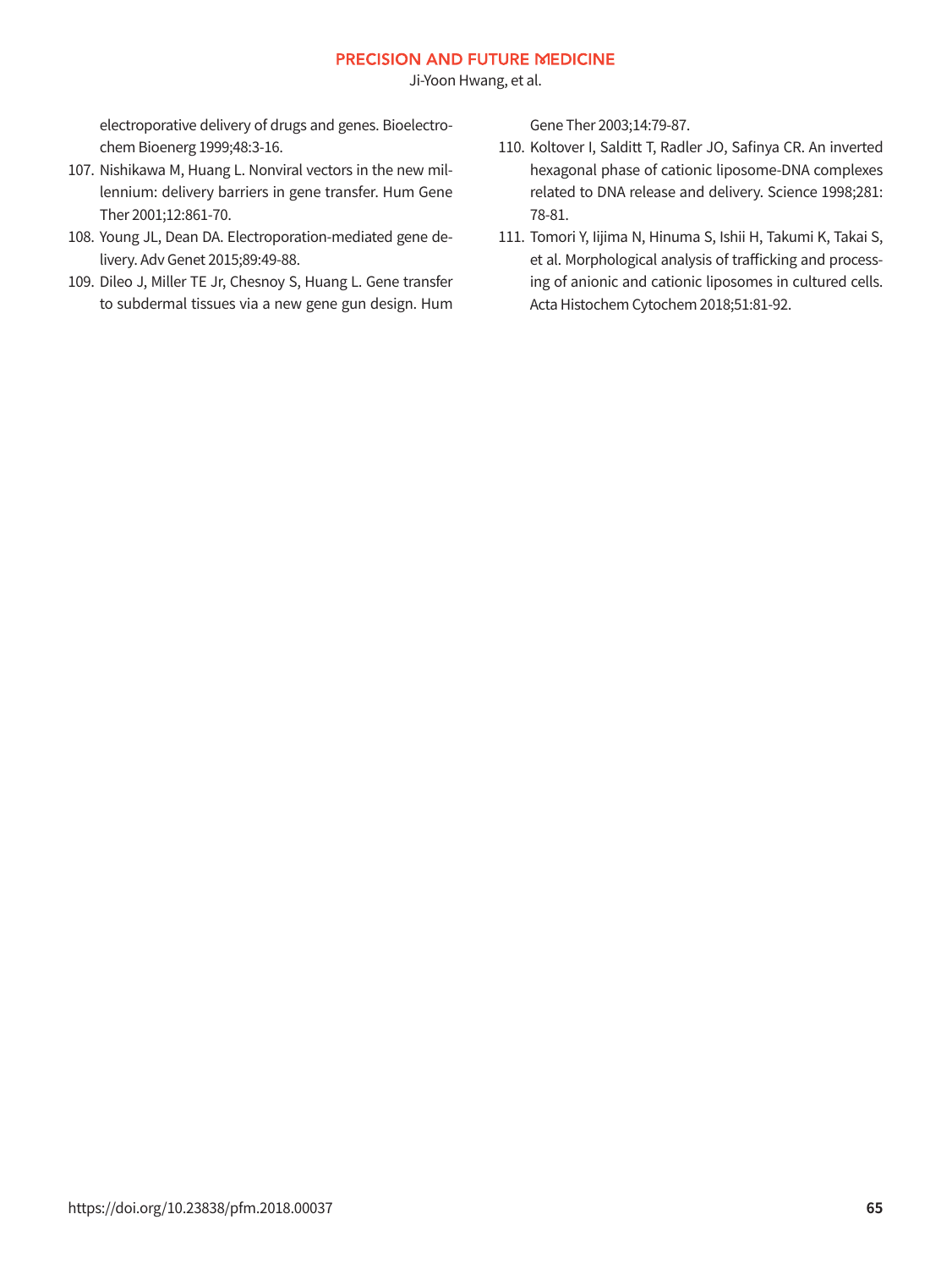electroporative delivery of drugs and genes. Bioelectrochem Bioenerg 1999;48:3-16.

107. Nishikawa M, Huang L. Nonviral vectors in the new millennium: delivery barriers in gene transfer. Hum Gene Ther 2001;12:861-70.
108. Young JL, Dean DA. Electroporation-mediated gene delivery. Adv Genet 2015;89:49-88.
109. Dileo J, Miller TE Jr, Chesnoy S, Huang L. Gene transfer to subdermal tissues via a new gene gun design. Hum Gene Ther 2003;14:79-87.
110. Koltover I, Salditt T, Radler JO, Safinya CR. An inverted hexagonal phase of cationic liposome-DNA complexes related to DNA release and delivery. Science 1998;281:78-81.
111. Tomori Y, Iijima N, Hinuma S, Ishii H, Takumi K, Takai S, et al. Morphological analysis of trafficking and processing of anionic and cationic liposomes in cultured cells. Acta Histochem Cytochem 2018;51:81-92.